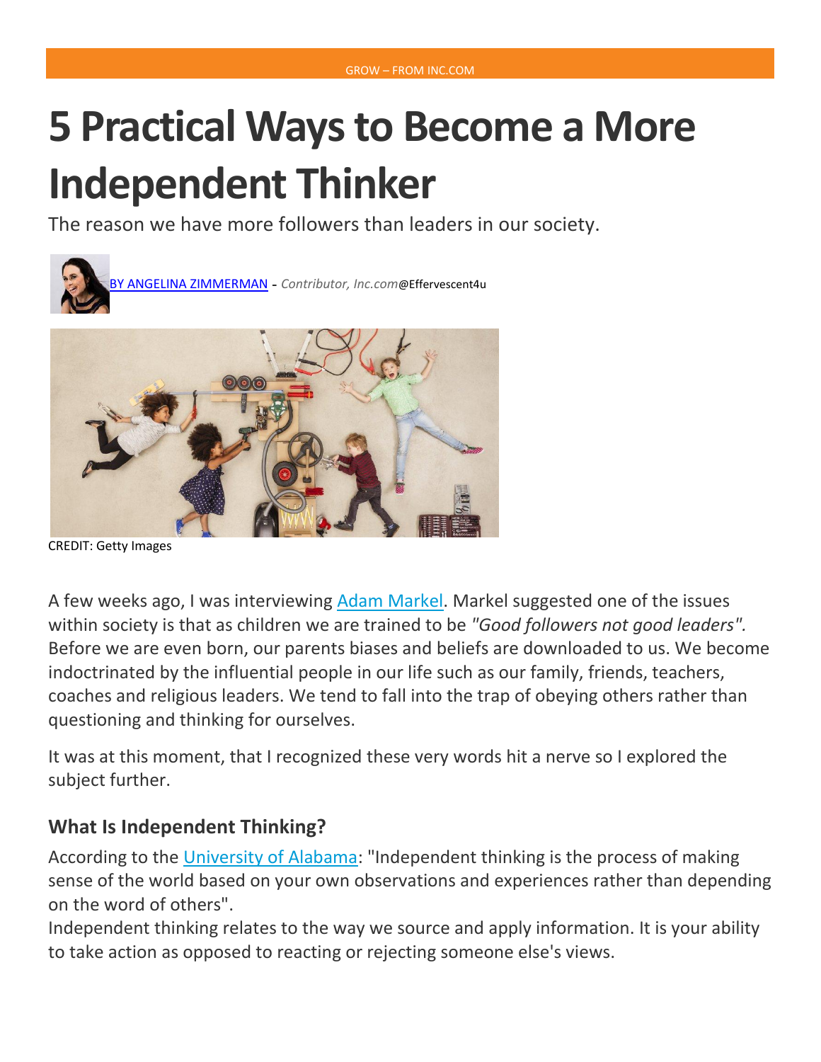GROW – FROM INC.COM

# 5 Practical Ways to Become a More Independent Thinker

The reason we have more followers than leaders in our society.

BY ANGELINA ZIMMERMAN - *Contributor, Inc.com*@Effervescent4u

CREDIT: Getty Images

A few weeks ago, I was interviewing Adam Markel. Markel suggested one of the issues within society is that as children we are trained to be *"Good followers not good leaders".* Before we are even born, our parents biases and beliefs are downloaded to us. We become indoctrinated by the influential people in our life such as our family, friends, teachers, coaches and religious leaders. We tend to fall into the trap of obeying others rather than questioning and thinking for ourselves.

It was at this moment, that I recognized these very words hit a nerve so I explored the subject further.

### What Is Independent Thinking?

According to the University of Alabama: "Independent thinking is the process of making sense of the world based on your own observations and experiences rather than depending on the word of others".
Independent thinking relates to the way we source and apply information. It is your ability to take action as opposed to reacting or rejecting someone else's views.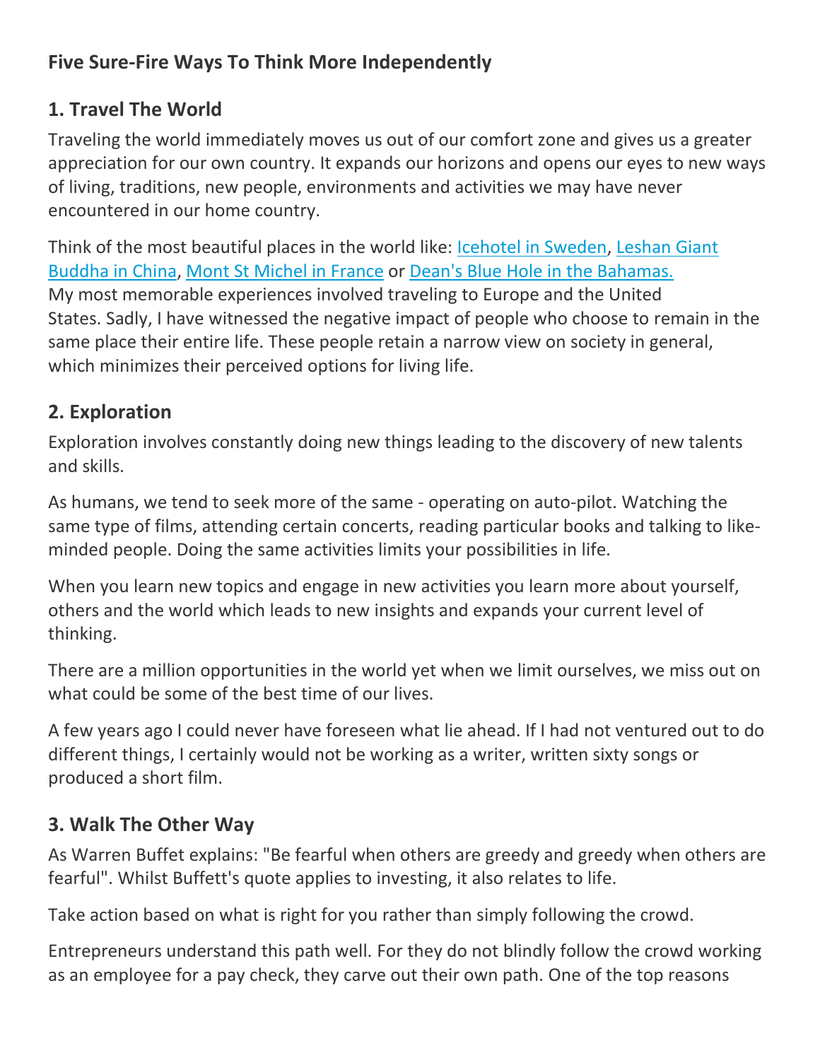## Five Sure-Fire Ways To Think More Independently

### 1. Travel The World

Traveling the world immediately moves us out of our comfort zone and gives us a greater appreciation for our own country. It expands our horizons and opens our eyes to new ways of living, traditions, new people, environments and activities we may have never encountered in our home country.

Think of the most beautiful places in the world like: [Icehotel in Sweden](), [Leshan Giant Buddha in China](), [Mont St Michel in France]() or [Dean's Blue Hole in the Bahamas.]()
My most memorable experiences involved traveling to Europe and the United States. Sadly, I have witnessed the negative impact of people who choose to remain in the same place their entire life. These people retain a narrow view on society in general, which minimizes their perceived options for living life.

### 2. Exploration

Exploration involves constantly doing new things leading to the discovery of new talents and skills.

As humans, we tend to seek more of the same - operating on auto-pilot. Watching the same type of films, attending certain concerts, reading particular books and talking to like-minded people. Doing the same activities limits your possibilities in life.

When you learn new topics and engage in new activities you learn more about yourself, others and the world which leads to new insights and expands your current level of thinking.

There are a million opportunities in the world yet when we limit ourselves, we miss out on what could be some of the best time of our lives.

A few years ago I could never have foreseen what lie ahead. If I had not ventured out to do different things, I certainly would not be working as a writer, written sixty songs or produced a short film.

### 3. Walk The Other Way

As Warren Buffet explains: "Be fearful when others are greedy and greedy when others are fearful". Whilst Buffett's quote applies to investing, it also relates to life.

Take action based on what is right for you rather than simply following the crowd.

Entrepreneurs understand this path well. For they do not blindly follow the crowd working as an employee for a pay check, they carve out their own path. One of the top reasons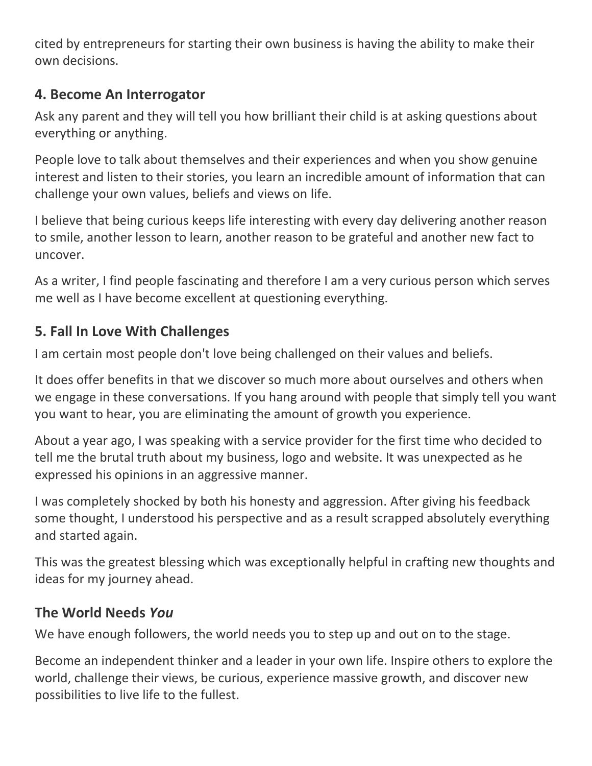cited by entrepreneurs for starting their own business is having the ability to make their own decisions.

### 4. Become An Interrogator

Ask any parent and they will tell you how brilliant their child is at asking questions about everything or anything.

People love to talk about themselves and their experiences and when you show genuine interest and listen to their stories, you learn an incredible amount of information that can challenge your own values, beliefs and views on life.

I believe that being curious keeps life interesting with every day delivering another reason to smile, another lesson to learn, another reason to be grateful and another new fact to uncover.

As a writer, I find people fascinating and therefore I am a very curious person which serves me well as I have become excellent at questioning everything.

### 5. Fall In Love With Challenges

I am certain most people don't love being challenged on their values and beliefs.

It does offer benefits in that we discover so much more about ourselves and others when we engage in these conversations. If you hang around with people that simply tell you want you want to hear, you are eliminating the amount of growth you experience.

About a year ago, I was speaking with a service provider for the first time who decided to tell me the brutal truth about my business, logo and website. It was unexpected as he expressed his opinions in an aggressive manner.

I was completely shocked by both his honesty and aggression. After giving his feedback some thought, I understood his perspective and as a result scrapped absolutely everything and started again.

This was the greatest blessing which was exceptionally helpful in crafting new thoughts and ideas for my journey ahead.

### The World Needs *You*

We have enough followers, the world needs you to step up and out on to the stage.

Become an independent thinker and a leader in your own life. Inspire others to explore the world, challenge their views, be curious, experience massive growth, and discover new possibilities to live life to the fullest.